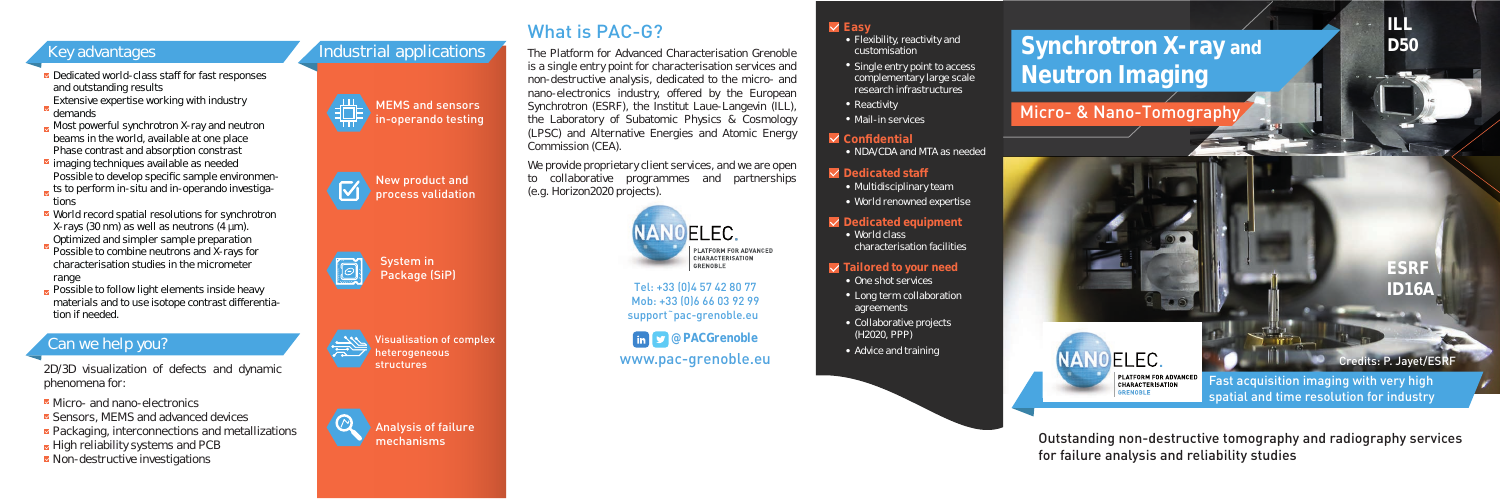## Key advantages

- Dedicated world-class staff for fast responses and outstanding results
- Extensive expertise working with industry demands
- Most powerful synchrotron X-ray and neutron beams in the world, available at one place
- Phase contrast and absorption contrast imaging techniques available as needed
- Possible to develop specific sample environments to perform in-situ and in-operando investigations
- World record spatial resolutions for synchrotron X-rays (30 nm) as well as neutrons (4 µm).
- Optimized and simpler sample preparation
- Possible to combine neutrons and X-rays for characterisation studies in the micrometer range
- Possible to follow light elements inside heavy materials and to use isotope contrast differentiation if needed.

## Can we help you?

2D/3D visualization of defects and dynamic phenomena for:

- Micro- and nano-electronics
- Sensors, MEMS and advanced devices
- Packaging, interconnections and metallizations
- High reliability systems and PCB
- Non-destructive investigations

## Industrial applications

- MEMS and sensors in-operando testing
- New product and process validation
- System in Package (SiP)
- Visualisation of complex heterogeneous structures
- Analysis of failure mechanisms

## What is PAC-G?

The Platform for Advanced Characterisation Grenoble is a single entry point for characterisation services and non-destructive analysis, dedicated to the micro- and nano-electronics industry, offered by the European Synchrotron (ESRF), the Institut Laue-Langevin (ILL), the Laboratory of Subatomic Physics & Cosmology (LPSC) and Alternative Energies and Atomic Energy Commission (CEA).

We provide proprietary client services, and we are open to collaborative programmes and partnerships (e.g. Horizon2020 projects).

NANOELEC. PLATFORM FOR ADVANCED CHARACTERISATION GRENOBLE

Tel: +33 (0)4 57 42 80 77
Mob: +33 (0)6 66 03 92 99
support@pac-grenoble.eu

@PACGrenoble

www.pac-grenoble.eu

**Easy**
- Flexibility, reactivity and customisation
- Single entry point to access complementary large scale research infrastructures
- Reactivity
- Mail-in services

**Confidential**
- NDA/CDA and MTA as needed

**Dedicated staff**
- Multidisciplinary team
- World renowned expertise

**Dedicated equipment**
- World class characterisation facilities

**Tailored to your need**
- One shot services
- Long term collaboration agreements
- Collaborative projects (H2020, PPP)
- Advice and training

# Synchrotron X-ray and Neutron Imaging

## Micro- & Nano-Tomography

ILL D50

ESRF ID16A

Credits: P. Jayet/ESRF

NANOELEC. PLATFORM FOR ADVANCED CHARACTERISATION GRENOBLE

Fast acquisition imaging with very high spatial and time resolution for industry

Outstanding non-destructive tomography and radiography services for failure analysis and reliability studies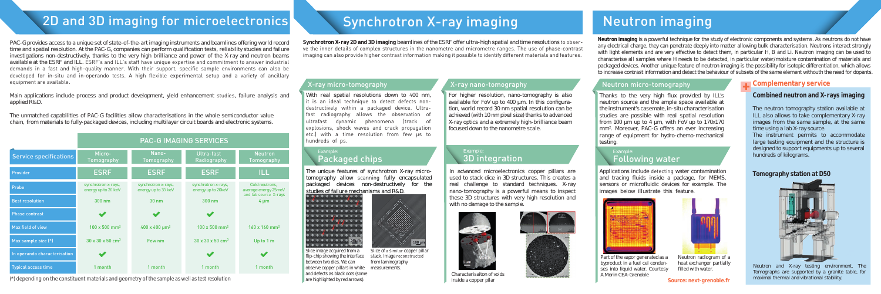# 2D and 3D imaging for microelectronics

PAC-G provides access to a unique set of state-of-the-art imaging instruments and beamlines offering world record time and spatial resolution. At the PAC-G, companies can perform qualification tests, reliability studies and failure investigations non-destructively, thanks to the very high brilliance and power of the X-ray and neutron beams available at the ESRF and ILL. ESRF's and ILL's staff have unique expertise and commitment to answer industrial demands in a fast and high-quality manner. With their support, specific sample environments can also be developed for in-situ and in-operando tests. A high flexible experimental setup and a variety of ancillary equipment are available.

Main applications include process and product development, yield enhancement studies, failure analysis and applied R&D.

The unmatched capabilities of PAC-G facilities allow characterisations in the whole semiconductor value chain, from materials to fully-packaged devices, including multilayer circuit boards and electronic systems.

| | PAC-G IMAGING SERVICES | | | |
|---|---|---|---|---|
| Service specifications | Micro-Tomography | Nano-Tomography | Ultra-fast Radiography | Neutron Tomography |
| Provider | ESRF | ESRF | ESRF | ILL |
| Probe | synchrotron x-rays, energy up to 20 keV | synchrotron x-rays, energy up to 33 keV | synchrotron x-rays, energy up to 20keV | Cold neutrons, average energy 25meV and lab source X-rays |
| Best resolution | 300 nm | 30 nm | 300 nm | 4 µm |
| Phase contrast | ✔ | ✔ | ✔ | |
| Max field of view | 100 x 500 mm² | 400 x 400 µm² | 100 x 500 mm² | 160 x 160 mm² |
| Max sample size (*) | 30 x 30 x 50 cm³ | Few nm | 30 x 30 x 50 cm³ | Up to 1 m |
| In operando characterisation | ✔ | | ✔ | ✔ |
| Typical access time | 1 month | 1 month | 1 month | 1 month |

(*) depending on the constituent materials and geometry of the sample as well as test resolution

# Synchrotron X-ray imaging

**Synchrotron X-ray 2D and 3D imaging** beamlines of the ESRF offer ultra-high spatial and time resolutions to observe the inner details of complex structures in the nanometre and micrometre ranges. The use of phase-contrast imaging can also provide higher contrast information making it possible to identify different materials and features.

## X-ray micro-tomography

With real spatial resolutions down to 400 nm, it is an ideal technique to detect defects non-destructively within a packaged device. Ultra-fast radiography allows the observation of ultrafast dynamic phenomena (track of explosions, shock waves and crack propagation etc.) with a time resolution from few µs to hundreds of ps.

### Example: Packaged chips

The unique features of synchrotron X-ray micro-tomography allow scanning fully encapsulated packaged devices non-destructively for the studies of failure mechanisms and R&D.

50 µm

Slice image acquired from a flip-chip showing the interface between two dies. We can observe copper pillars in white and defects as black dots (some are highlighted by red arrows).

100 µm

Slice of a similar copper pillar stack. Image reconstructed from laminography measurements.

## X-ray nano-tomography

For higher resolution, nano-tomography is also available for FoV up to 400 µm. In this configuration, world record 30 nm spatial resolution can be achieved (with 10 nm pixel size) thanks to advanced X-ray optics and a extremely high-brilliance beam focused down to the nanometre scale.

### Example: 3D integration

In advanced microelectronics copper pillars are used to stack dice in 3D structures. This creates a real challenge to standard techniques. X-ray nano-tomography is a powerful means to inspect these 3D structures with very high resolution and with no damage to the sample.

Voids

5µm

Characterisaiton of voids inside a copper pillar

# Neutron imaging

**Neutron imaging** is a powerful technique for the study of electronic components and systems. As neutrons do not have any electrical charge, they can penetrate deeply into matter allowing bulk characterisation. Neutrons interact strongly with light elements and are very effective to detect them, in particular H, B and Li. Neutron imaging can be used to characterise all samples where H needs to be detected, in particular water/moisture contamination of materials and packaged devices. Another unique feature of neutron imaging is the possibility for isotopic differentiation, which allows to increase contrast information and detect the behaviour of subsets of the same element withouth the need for dopants.

## Neutron micro-tomography

Thanks to the very high flux provided by ILL's neutron source and the ample space available at the instrument's casemate, in-situ characterisation studies are possible with real spatial resolution from 100 µm up to 4 µm, with FoV up to 170x170 mm². Moreover, PAC-G offers an ever increasing range of equipment for hydro-chemo-mechanical testing.

### Example: Following water

Applications include detecting water contamination and tracing fluids inside a package, for MEMS, sensors or microfluidic devices for example. The images below illustrate this feature.

Part of the vapor generated as a byproduct in a fuel cel condenses into liquid water. Courtesy A.Morin CEA-Grenoble

Neutron radiogram of a heat exchanger partially filled with water.

## Complementary service

### Combined neutron and X-rays imaging

The neutron tomography station available at ILL also allows to take complementary X-ray images from the same sample, at the same time using a lab X-ray source.

The instrument permits to accommodate large testing equipment and the structure is designed to support equipments up to several hundreds of kilograms.

### Tomography station at D50

Neutron and X-ray testing environment. The Tomographs are supported by a granite table, for maximal thermal and vibrational stability.

**Source: next-grenoble.fr**